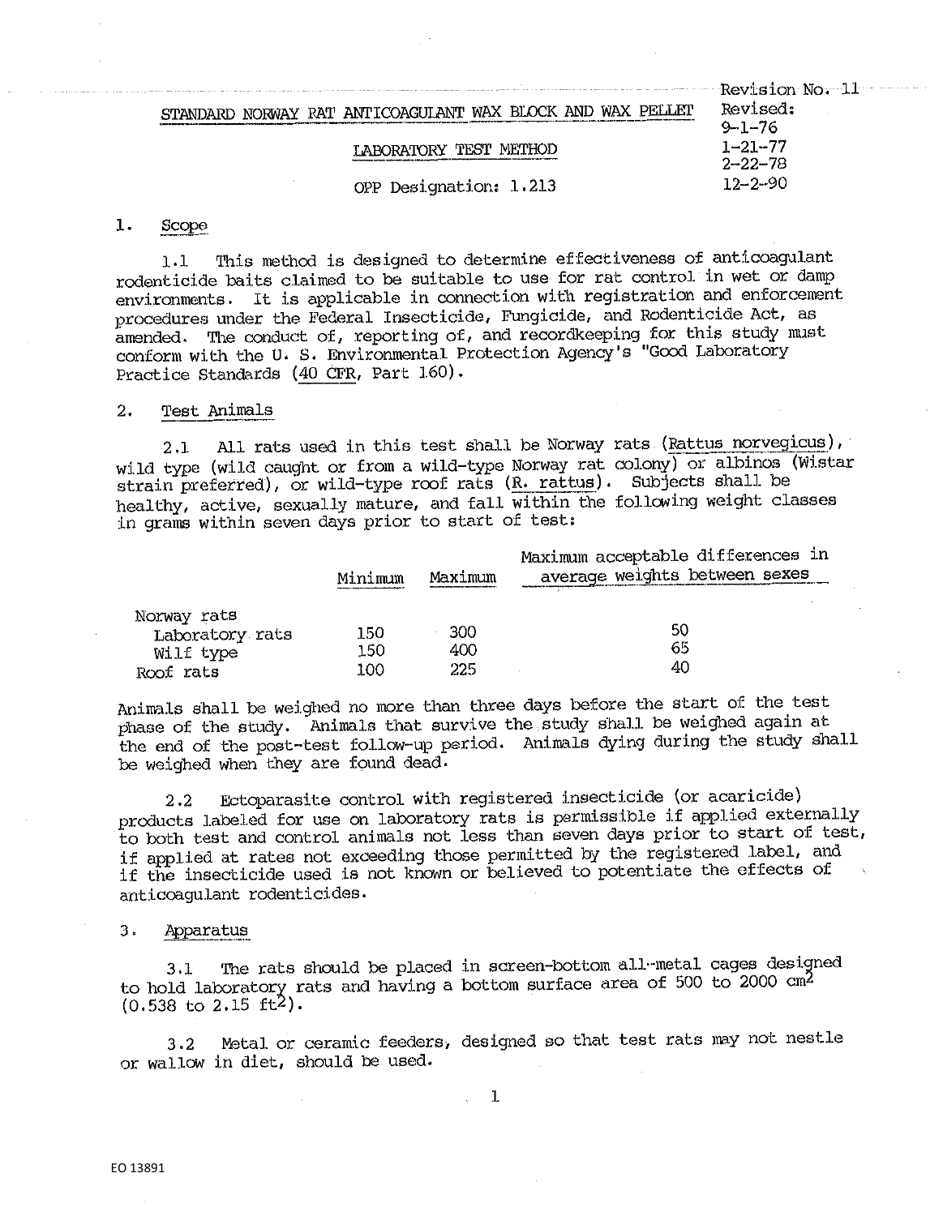Revision No. 11
Revised:
9-1-76
1-21-77
2-22-78
12-2-90

# STANDARD NORWAY RAT ANTICOAGULANT WAX BLOCK AND WAX PELLET

## LABORATORY TEST METHOD

OPP Designation: 1.213

## 1. Scope

1.1 This method is designed to determine effectiveness of anticoagulant rodenticide baits claimed to be suitable to use for rat control in wet or damp environments. It is applicable in connection with registration and enforcement procedures under the Federal Insecticide, Fungicide, and Rodenticide Act, as amended. The conduct of, reporting of, and recordkeeping for this study must conform with the U. S. Environmental Protection Agency's "Good Laboratory Practice Standards (40 CFR, Part 160).

## 2. Test Animals

2.1 All rats used in this test shall be Norway rats (Rattus norvegicus), wild type (wild caught or from a wild-type Norway rat colony) or albinos (Wistar strain preferred), or wild-type roof rats (R. rattus). Subjects shall be healthy, active, sexually mature, and fall within the following weight classes in grams within seven days prior to start of test:

| | Minimum | Maximum | Maximum acceptable differences in average weights between sexes |
|---|---|---|---|
| Norway rats | | | |
| Laboratory rats | 150 | 300 | 50 |
| Wilf type | 150 | 400 | 65 |
| Roof rats | 100 | 225 | 40 |

Animals shall be weighed no more than three days before the start of the test phase of the study. Animals that survive the study shall be weighed again at the end of the post-test follow-up period. Animals dying during the study shall be weighed when they are found dead.

2.2 Ectoparasite control with registered insecticide (or acaricide) products labeled for use on laboratory rats is permissible if applied externally to both test and control animals not less than seven days prior to start of test, if applied at rates not exceeding those permitted by the registered label, and if the insecticide used is not known or believed to potentiate the effects of anticoagulant rodenticides.

## 3. Apparatus

3.1 The rats should be placed in screen-bottom all-metal cages designed to hold laboratory rats and having a bottom surface area of 500 to 2000 $cm^2$ (0.538 to 2.15 $ft^2$).

3.2 Metal or ceramic feeders, designed so that test rats may not nestle or wallow in diet, should be used.

EO 13891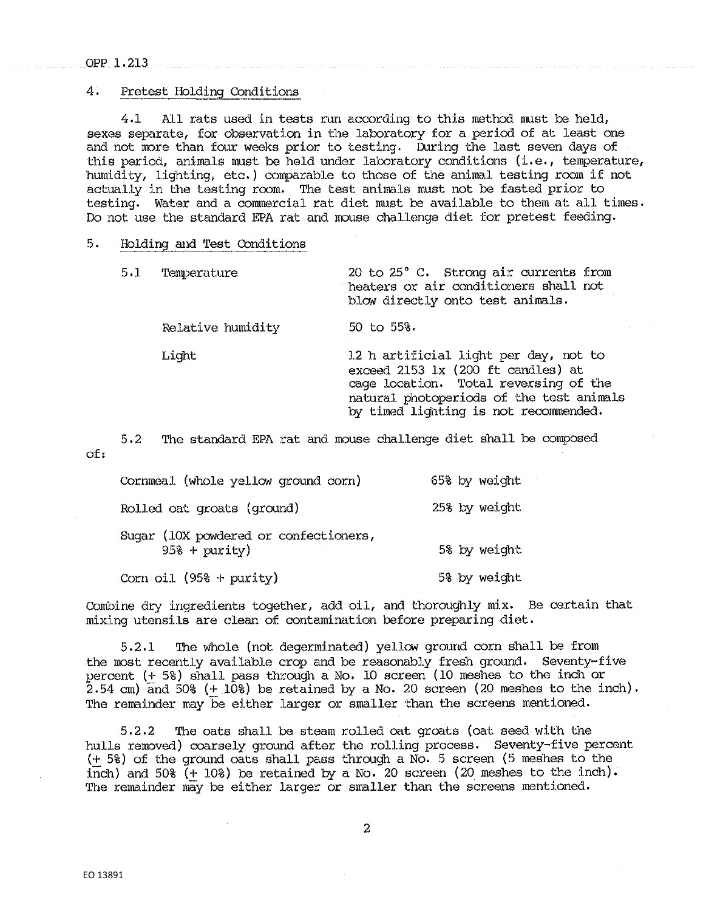## 4. Pretest Holding Conditions

4.1 All rats used in tests run according to this method must be held, sexes separate, for observation in the laboratory for a period of at least one and not more than four weeks prior to testing. During the last seven days of this period, animals must be held under laboratory conditions (i.e., temperature, humidity, lighting, etc.) comparable to those of the animal testing room if not actually in the testing room. The test animals must not be fasted prior to testing. Water and a commercial rat diet must be available to them at all times. Do not use the standard EPA rat and mouse challenge diet for pretest feeding.

## 5. Holding and Test Conditions

| | |
|---|---|
| 5.1 Temperature | 20 to 25° C. Strong air currents from heaters or air conditioners shall not blow directly onto test animals. |
| Relative humidity | 50 to 55%. |
| Light | 12 h artificial light per day, not to exceed 2153 lx (200 ft candles) at cage location. Total reversing of the natural photoperiods of the test animals by timed lighting is not recommended. |

5.2 The standard EPA rat and mouse challenge diet shall be composed of:

| | |
|---|---|
| Cornmeal (whole yellow ground corn) | 65% by weight |
| Rolled oat groats (ground) | 25% by weight |
| Sugar (10X powdered or confectioners, 95% + purity) | 5% by weight |
| Corn oil (95% + purity) | 5% by weight |

Combine dry ingredients together, add oil, and thoroughly mix. Be certain that mixing utensils are clean of contamination before preparing diet.

5.2.1 The whole (not degerminated) yellow ground corn shall be from the most recently available crop and be reasonably fresh ground. Seventy-five percent (± 5%) shall pass through a No. 10 screen (10 meshes to the inch or 2.54 cm) and 50% (± 10%) be retained by a No. 20 screen (20 meshes to the inch). The remainder may be either larger or smaller than the screens mentioned.

5.2.2 The oats shall be steam rolled oat groats (oat seed with the hulls removed) coarsely ground after the rolling process. Seventy-five percent (± 5%) of the ground oats shall pass through a No. 5 screen (5 meshes to the inch) and 50% (± 10%) be retained by a No. 20 screen (20 meshes to the inch). The remainder may be either larger or smaller than the screens mentioned.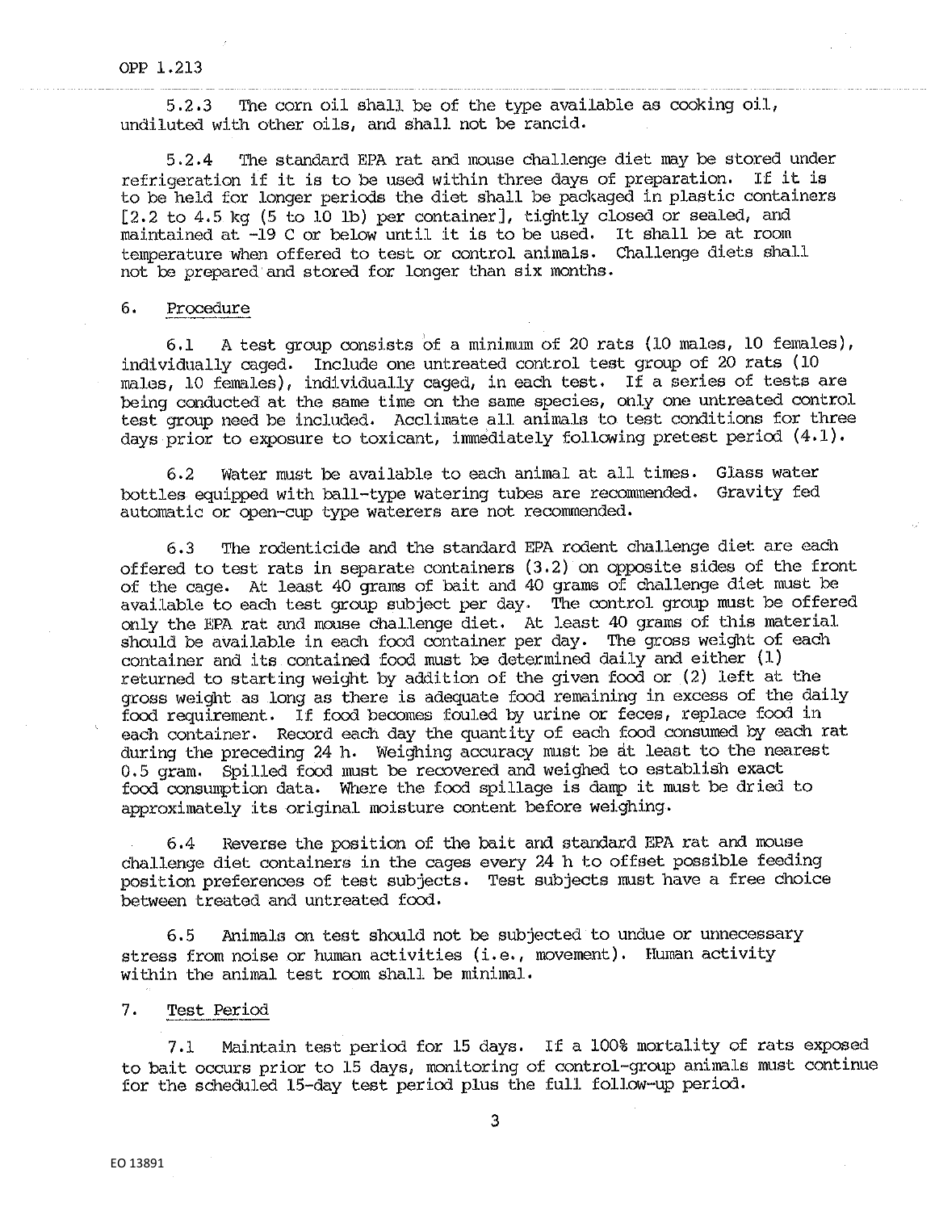5.2.3 The corn oil shall be of the type available as cooking oil, undiluted with other oils, and shall not be rancid.

5.2.4 The standard EPA rat and mouse challenge diet may be stored under refrigeration if it is to be used within three days of preparation. If it is to be held for longer periods the diet shall be packaged in plastic containers [2.2 to 4.5 kg (5 to 10 lb) per container], tightly closed or sealed, and maintained at -19 C or below until it is to be used. It shall be at room temperature when offered to test or control animals. Challenge diets shall not be prepared and stored for longer than six months.

## 6. Procedure

6.1 A test group consists of a minimum of 20 rats (10 males, 10 females), individually caged. Include one untreated control test group of 20 rats (10 males, 10 females), individually caged, in each test. If a series of tests are being conducted at the same time on the same species, only one untreated control test group need be included. Acclimate all animals to test conditions for three days prior to exposure to toxicant, immediately following pretest period (4.1).

6.2 Water must be available to each animal at all times. Glass water bottles equipped with ball-type watering tubes are recommended. Gravity fed automatic or open-cup type waterers are not recommended.

6.3 The rodenticide and the standard EPA rodent challenge diet are each offered to test rats in separate containers (3.2) on opposite sides of the front of the cage. At least 40 grams of bait and 40 grams of challenge diet must be available to each test group subject per day. The control group must be offered only the EPA rat and mouse challenge diet. At least 40 grams of this material should be available in each food container per day. The gross weight of each container and its contained food must be determined daily and either (1) returned to starting weight by addition of the given food or (2) left at the gross weight as long as there is adequate food remaining in excess of the daily food requirement. If food becomes fouled by urine or feces, replace food in each container. Record each day the quantity of each food consumed by each rat during the preceding 24 h. Weighing accuracy must be at least to the nearest 0.5 gram. Spilled food must be recovered and weighed to establish exact food consumption data. Where the food spillage is damp it must be dried to approximately its original moisture content before weighing.

6.4 Reverse the position of the bait and standard EPA rat and mouse challenge diet containers in the cages every 24 h to offset possible feeding position preferences of test subjects. Test subjects must have a free choice between treated and untreated food.

6.5 Animals on test should not be subjected to undue or unnecessary stress from noise or human activities (i.e., movement). Human activity within the animal test room shall be minimal.

## 7. Test Period

7.1 Maintain test period for 15 days. If a 100% mortality of rats exposed to bait occurs prior to 15 days, monitoring of control-group animals must continue for the scheduled 15-day test period plus the full follow-up period.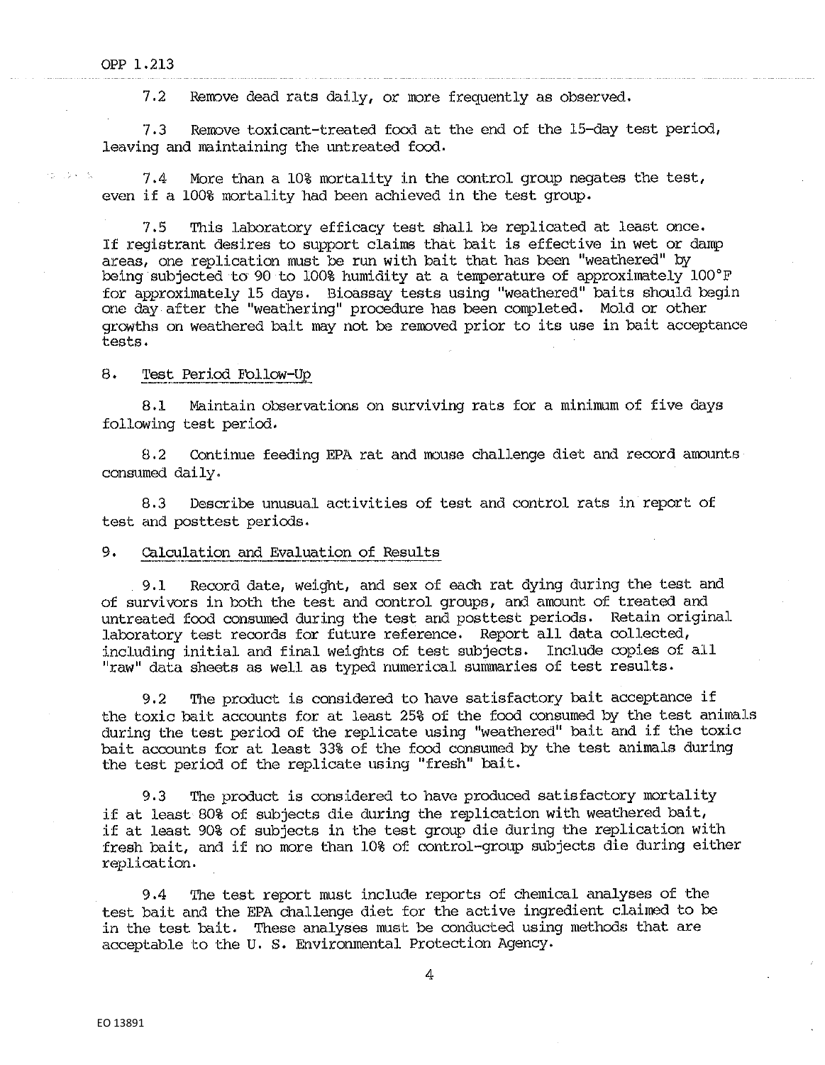7.2 Remove dead rats daily, or more frequently as observed.

7.3 Remove toxicant-treated food at the end of the 15-day test period, leaving and maintaining the untreated food.

7.4 More than a 10% mortality in the control group negates the test, even if a 100% mortality had been achieved in the test group.

7.5 This laboratory efficacy test shall be replicated at least once. If registrant desires to support claims that bait is effective in wet or damp areas, one replication must be run with bait that has been "weathered" by being subjected to 90 to 100% humidity at a temperature of approximately 100°F for approximately 15 days. Bioassay tests using "weathered" baits should begin one day after the "weathering" procedure has been completed. Mold or other growths on weathered bait may not be removed prior to its use in bait acceptance tests.

## 8. Test Period Follow-Up

8.1 Maintain observations on surviving rats for a minimum of five days following test period.

8.2 Continue feeding EPA rat and mouse challenge diet and record amounts consumed daily.

8.3 Describe unusual activities of test and control rats in report of test and posttest periods.

## 9. Calculation and Evaluation of Results

9.1 Record date, weight, and sex of each rat dying during the test and of survivors in both the test and control groups, and amount of treated and untreated food consumed during the test and posttest periods. Retain original laboratory test records for future reference. Report all data collected, including initial and final weights of test subjects. Include copies of all "raw" data sheets as well as typed numerical summaries of test results.

9.2 The product is considered to have satisfactory bait acceptance if the toxic bait accounts for at least 25% of the food consumed by the test animals during the test period of the replicate using "weathered" bait and if the toxic bait accounts for at least 33% of the food consumed by the test animals during the test period of the replicate using "fresh" bait.

9.3 The product is considered to have produced satisfactory mortality if at least 80% of subjects die during the replication with weathered bait, if at least 90% of subjects in the test group die during the replication with fresh bait, and if no more than 10% of control-group subjects die during either replication.

9.4 The test report must include reports of chemical analyses of the test bait and the EPA challenge diet for the active ingredient claimed to be in the test bait. These analyses must be conducted using methods that are acceptable to the U. S. Environmental Protection Agency.